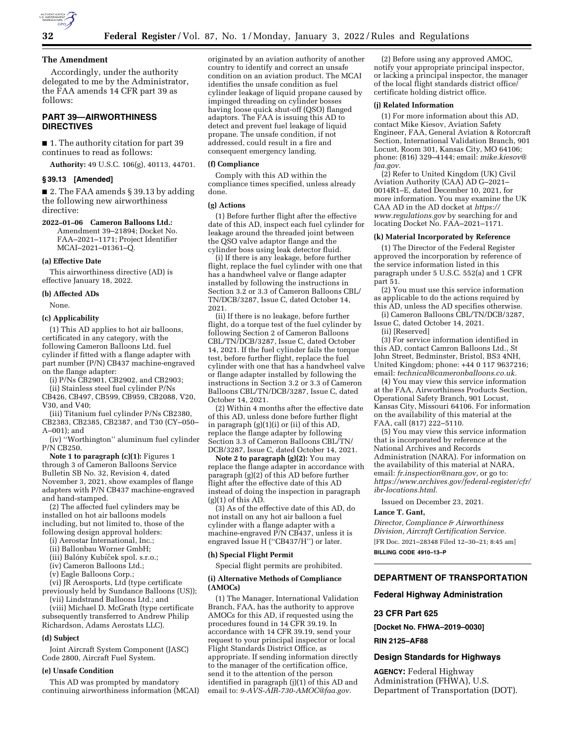## The Amendment

Accordingly, under the authority delegated to me by the Administrator, the FAA amends 14 CFR part 39 as follows:

## PART 39—AIRWORTHINESS DIRECTIVES

■ 1. The authority citation for part 39 continues to read as follows:

**Authority:** 49 U.S.C. 106(g), 40113, 44701.

### § 39.13 [Amended]

■ 2. The FAA amends § 39.13 by adding the following new airworthiness directive:

**2022–01–06 Cameron Balloons Ltd.:** Amendment 39–21894; Docket No. FAA–2021–1171; Project Identifier MCAI–2021–01361–Q.

#### (a) Effective Date

This airworthiness directive (AD) is effective January 18, 2022.

#### (b) Affected ADs

None.

#### (c) Applicability

(1) This AD applies to hot air balloons, certificated in any category, with the following Cameron Balloons Ltd. fuel cylinder if fitted with a flange adapter with part number (P/N) CB437 machine-engraved on the flange adapter:

(i) P/Ns CB2901, CB2902, and CB2903;

(ii) Stainless steel fuel cylinder P/Ns CB426, CB497, CB599, CB959, CB2088, V20, V30, and V40;

(iii) Titanium fuel cylinder P/Ns CB2380, CB2383, CB2385, CB2387, and T30 (CY–050–A–001); and

(iv) ''Worthington'' aluminum fuel cylinder P/N CB250.

**Note 1 to paragraph (c)(1):** Figures 1 through 3 of Cameron Balloons Service Bulletin SB No. 32, Revision 4, dated November 3, 2021, show examples of flange adapters with P/N CB437 machine-engraved and hand-stamped.

(2) The affected fuel cylinders may be installed on hot air balloons models including, but not limited to, those of the following design approval holders:

(i) Aerostar International, Inc.;

(ii) Ballonbau Worner GmbH;

(iii) Balóny Kubíček spol. s.r.o.;

(iv) Cameron Balloons Ltd.;

(v) Eagle Balloons Corp.;

(vi) JR Aerosports, Ltd (type certificate previously held by Sundance Balloons (US));

(vii) Lindstrand Balloons Ltd.; and

(viii) Michael D. McGrath (type certificate subsequently transferred to Andrew Philip Richardson, Adams Aerostats LLC).

#### (d) Subject

Joint Aircraft System Component (JASC) Code 2800, Aircraft Fuel System.

#### (e) Unsafe Condition

This AD was prompted by mandatory continuing airworthiness information (MCAI) originated by an aviation authority of another country to identify and correct an unsafe condition on an aviation product. The MCAI identifies the unsafe condition as fuel cylinder leakage of liquid propane caused by impinged threading on cylinder bosses having loose quick shut-off (QSO) flanged adaptors. The FAA is issuing this AD to detect and prevent fuel leakage of liquid propane. The unsafe condition, if not addressed, could result in a fire and consequent emergency landing.

#### (f) Compliance

Comply with this AD within the compliance times specified, unless already done.

#### (g) Actions

(1) Before further flight after the effective date of this AD, inspect each fuel cylinder for leakage around the threaded joint between the QSO valve adaptor flange and the cylinder boss using leak detector fluid.

(i) If there is any leakage, before further flight, replace the fuel cylinder with one that has a handwheel valve or flange adapter installed by following the instructions in Section 3.2 or 3.3 of Cameron Balloons CBL/TN/DCB/3287, Issue C, dated October 14, 2021.

(ii) If there is no leakage, before further flight, do a torque test of the fuel cylinder by following Section 2 of Cameron Balloons CBL/TN/DCB/3287, Issue C, dated October 14, 2021. If the fuel cylinder fails the torque test, before further flight, replace the fuel cylinder with one that has a handwheel valve or flange adapter installed by following the instructions in Section 3.2 or 3.3 of Cameron Balloons CBL/TN/DCB/3287, Issue C, dated October 14, 2021.

(2) Within 4 months after the effective date of this AD, unless done before further flight in paragraph (g)(1)(i) or (ii) of this AD, replace the flange adapter by following Section 3.3 of Cameron Balloons CBL/TN/DCB/3287, Issue C, dated October 14, 2021.

**Note 2 to paragraph (g)(2):** You may replace the flange adapter in accordance with paragraph (g)(2) of this AD before further flight after the effective date of this AD instead of doing the inspection in paragraph (g)(1) of this AD.

(3) As of the effective date of this AD, do not install on any hot air balloon a fuel cylinder with a flange adapter with a machine-engraved P/N CB437, unless it is engraved Issue H (''CB437/H'') or later.

#### (h) Special Flight Permit

Special flight permits are prohibited.

#### (i) Alternative Methods of Compliance (AMOCs)

(1) The Manager, International Validation Branch, FAA, has the authority to approve AMOCs for this AD, if requested using the procedures found in 14 CFR 39.19. In accordance with 14 CFR 39.19, send your request to your principal inspector or local Flight Standards District Office, as appropriate. If sending information directly to the manager of the certification office, send it to the attention of the person identified in paragraph (j)(1) of this AD and email to: *9-AVS-AIR-730-AMOC@faa.gov.*

(2) Before using any approved AMOC, notify your appropriate principal inspector, or lacking a principal inspector, the manager of the local flight standards district office/certificate holding district office.

#### (j) Related Information

(1) For more information about this AD, contact Mike Kiesov, Aviation Safety Engineer, FAA, General Aviation & Rotorcraft Section, International Validation Branch, 901 Locust, Room 301, Kansas City, MO 64106; phone: (816) 329–4144; email: *mike.kiesov@faa.gov.*

(2) Refer to United Kingdom (UK) Civil Aviation Authority (CAA) AD G–2021–0014R1–E, dated December 10, 2021, for more information. You may examine the UK CAA AD in the AD docket at *https://www.regulations.gov* by searching for and locating Docket No. FAA–2021–1171.

#### (k) Material Incorporated by Reference

(1) The Director of the Federal Register approved the incorporation by reference of the service information listed in this paragraph under 5 U.S.C. 552(a) and 1 CFR part 51.

(2) You must use this service information as applicable to do the actions required by this AD, unless the AD specifies otherwise.

(i) Cameron Balloons CBL/TN/DCB/3287, Issue C, dated October 14, 2021.

(ii) [Reserved]

(3) For service information identified in this AD, contact Camron Balloons Ltd., St John Street, Bedminster, Bristol, BS3 4NH, United Kingdom; phone: +44 0 117 9637216; email: *technical@cameronballoons.co.uk.*

(4) You may view this service information at the FAA, Airworthiness Products Section, Operational Safety Branch, 901 Locust, Kansas City, Missouri 64106. For information on the availability of this material at the FAA, call (817) 222–5110.

(5) You may view this service information that is incorporated by reference at the National Archives and Records Administration (NARA). For information on the availability of this material at NARA, email: *fr.inspection@nara.gov,* or go to: *https://www.archives.gov/federal-register/cfr/ibr-locations.html.*

Issued on December 23, 2021.

**Lance T. Gant,**

*Director, Compliance & Airworthiness Division, Aircraft Certification Service.*

[FR Doc. 2021–28348 Filed 12–30–21; 8:45 am]

**BILLING CODE 4910–13–P**

---

## DEPARTMENT OF TRANSPORTATION

### Federal Highway Administration

### 23 CFR Part 625

**[Docket No. FHWA–2019–0030]**

**RIN 2125–AF88**

### Design Standards for Highways

**AGENCY:** Federal Highway Administration (FHWA), U.S. Department of Transportation (DOT).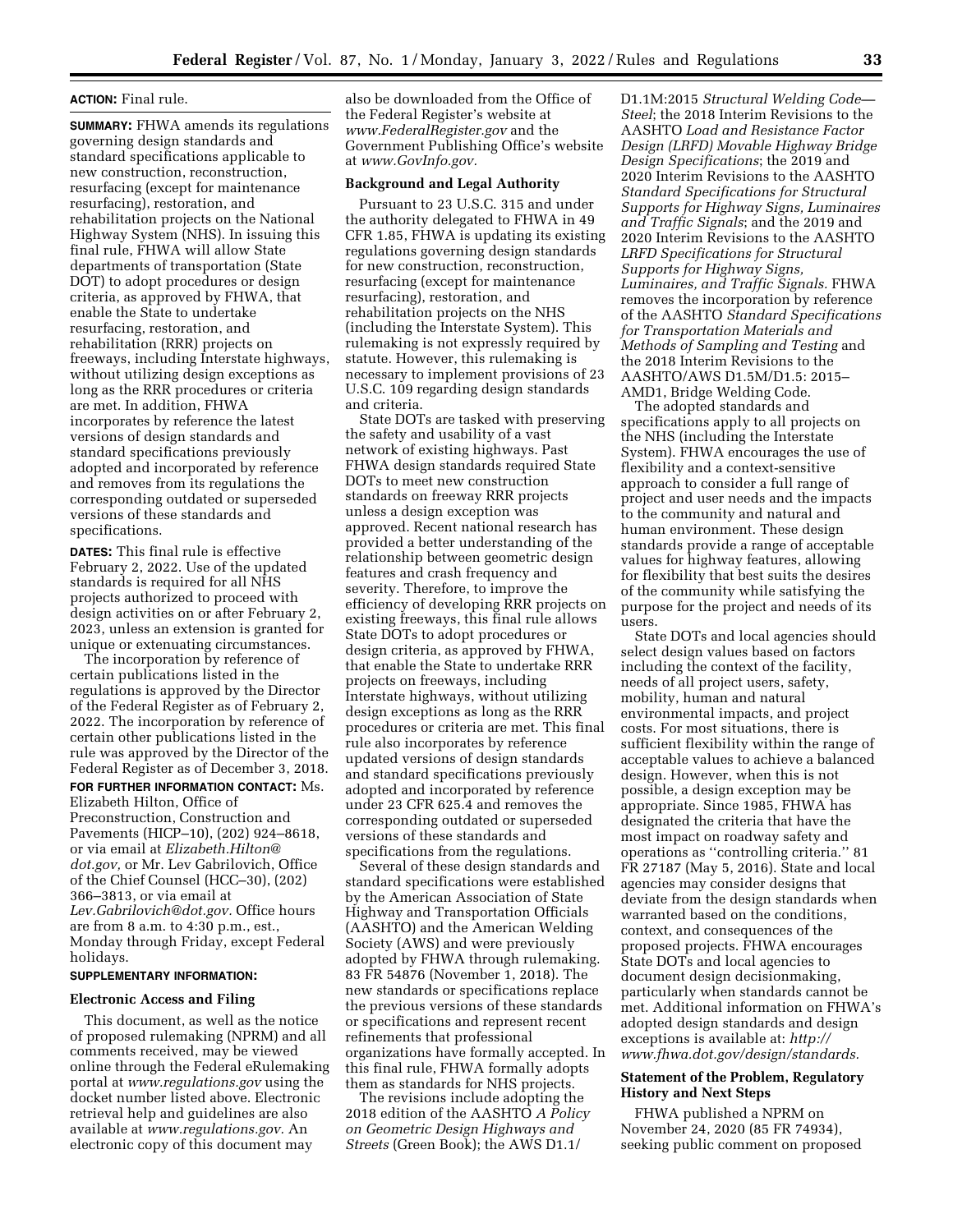**ACTION:** Final rule.

**SUMMARY:** FHWA amends its regulations governing design standards and standard specifications applicable to new construction, reconstruction, resurfacing (except for maintenance resurfacing), restoration, and rehabilitation projects on the National Highway System (NHS). In issuing this final rule, FHWA will allow State departments of transportation (State DOT) to adopt procedures or design criteria, as approved by FHWA, that enable the State to undertake resurfacing, restoration, and rehabilitation (RRR) projects on freeways, including Interstate highways, without utilizing design exceptions as long as the RRR procedures or criteria are met. In addition, FHWA incorporates by reference the latest versions of design standards and standard specifications previously adopted and incorporated by reference and removes from its regulations the corresponding outdated or superseded versions of these standards and specifications.

**DATES:** This final rule is effective February 2, 2022. Use of the updated standards is required for all NHS projects authorized to proceed with design activities on or after February 2, 2023, unless an extension is granted for unique or extenuating circumstances.

The incorporation by reference of certain publications listed in the regulations is approved by the Director of the Federal Register as of February 2, 2022. The incorporation by reference of certain other publications listed in the rule was approved by the Director of the Federal Register as of December 3, 2018.

**FOR FURTHER INFORMATION CONTACT:** Ms. Elizabeth Hilton, Office of Preconstruction, Construction and Pavements (HICP–10), (202) 924–8618, or via email at *Elizabeth.Hilton@dot.gov,* or Mr. Lev Gabrilovich, Office of the Chief Counsel (HCC–30), (202) 366–3813, or via email at *Lev.Gabrilovich@dot.gov.* Office hours are from 8 a.m. to 4:30 p.m., est., Monday through Friday, except Federal holidays.

**SUPPLEMENTARY INFORMATION:**

**Electronic Access and Filing**

This document, as well as the notice of proposed rulemaking (NPRM) and all comments received, may be viewed online through the Federal eRulemaking portal at *www.regulations.gov* using the docket number listed above. Electronic retrieval help and guidelines are also available at *www.regulations.gov.* An electronic copy of this document may also be downloaded from the Office of the Federal Register's website at *www.FederalRegister.gov* and the Government Publishing Office's website at *www.GovInfo.gov.*

**Background and Legal Authority**

Pursuant to 23 U.S.C. 315 and under the authority delegated to FHWA in 49 CFR 1.85, FHWA is updating its existing regulations governing design standards for new construction, reconstruction, resurfacing (except for maintenance resurfacing), restoration, and rehabilitation projects on the NHS (including the Interstate System). This rulemaking is not expressly required by statute. However, this rulemaking is necessary to implement provisions of 23 U.S.C. 109 regarding design standards and criteria.

State DOTs are tasked with preserving the safety and usability of a vast network of existing highways. Past FHWA design standards required State DOTs to meet new construction standards on freeway RRR projects unless a design exception was approved. Recent national research has provided a better understanding of the relationship between geometric design features and crash frequency and severity. Therefore, to improve the efficiency of developing RRR projects on existing freeways, this final rule allows State DOTs to adopt procedures or design criteria, as approved by FHWA, that enable the State to undertake RRR projects on freeways, including Interstate highways, without utilizing design exceptions as long as the RRR procedures or criteria are met. This final rule also incorporates by reference updated versions of design standards and standard specifications previously adopted and incorporated by reference under 23 CFR 625.4 and removes the corresponding outdated or superseded versions of these standards and specifications from the regulations.

Several of these design standards and standard specifications were established by the American Association of State Highway and Transportation Officials (AASHTO) and the American Welding Society (AWS) and were previously adopted by FHWA through rulemaking. 83 FR 54876 (November 1, 2018). The new standards or specifications replace the previous versions of these standards or specifications and represent recent refinements that professional organizations have formally accepted. In this final rule, FHWA formally adopts them as standards for NHS projects.

The revisions include adopting the 2018 edition of the AASHTO *A Policy on Geometric Design Highways and Streets* (Green Book); the AWS D1.1/D1.1M:2015 *Structural Welding Code—Steel*; the 2018 Interim Revisions to the AASHTO *Load and Resistance Factor Design (LRFD) Movable Highway Bridge Design Specifications*; the 2019 and 2020 Interim Revisions to the AASHTO *Standard Specifications for Structural Supports for Highway Signs, Luminaires and Traffic Signals*; and the 2019 and 2020 Interim Revisions to the AASHTO *LRFD Specifications for Structural Supports for Highway Signs, Luminaires, and Traffic Signals.* FHWA removes the incorporation by reference of the AASHTO *Standard Specifications for Transportation Materials and Methods of Sampling and Testing* and the 2018 Interim Revisions to the AASHTO/AWS D1.5M/D1.5: 2015–AMD1, Bridge Welding Code.

The adopted standards and specifications apply to all projects on the NHS (including the Interstate System). FHWA encourages the use of flexibility and a context-sensitive approach to consider a full range of project and user needs and the impacts to the community and natural and human environment. These design standards provide a range of acceptable values for highway features, allowing for flexibility that best suits the desires of the community while satisfying the purpose for the project and needs of its users.

State DOTs and local agencies should select design values based on factors including the context of the facility, needs of all project users, safety, mobility, human and natural environmental impacts, and project costs. For most situations, there is sufficient flexibility within the range of acceptable values to achieve a balanced design. However, when this is not possible, a design exception may be appropriate. Since 1985, FHWA has designated the criteria that have the most impact on roadway safety and operations as ''controlling criteria.'' 81 FR 27187 (May 5, 2016). State and local agencies may consider designs that deviate from the design standards when warranted based on the conditions, context, and consequences of the proposed projects. FHWA encourages State DOTs and local agencies to document design decisionmaking, particularly when standards cannot be met. Additional information on FHWA's adopted design standards and design exceptions is available at: *http://www.fhwa.dot.gov/design/standards.*

**Statement of the Problem, Regulatory History and Next Steps**

FHWA published a NPRM on November 24, 2020 (85 FR 74934), seeking public comment on proposed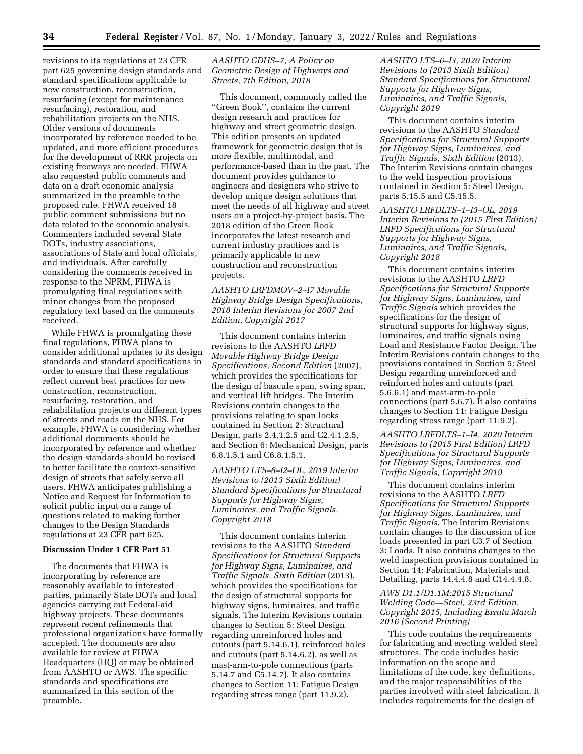revisions to its regulations at 23 CFR part 625 governing design standards and standard specifications applicable to new construction, reconstruction, resurfacing (except for maintenance resurfacing), restoration, and rehabilitation projects on the NHS. Older versions of documents incorporated by reference needed to be updated, and more efficient procedures for the development of RRR projects on existing freeways are needed. FHWA also requested public comments and data on a draft economic analysis summarized in the preamble to the proposed rule. FHWA received 18 public comment submissions but no data related to the economic analysis. Commenters included several State DOTs, industry associations, associations of State and local officials, and individuals. After carefully considering the comments received in response to the NPRM, FHWA is promulgating final regulations with minor changes from the proposed regulatory text based on the comments received.

While FHWA is promulgating these final regulations, FHWA plans to consider additional updates to its design standards and standard specifications in order to ensure that these regulations reflect current best practices for new construction, reconstruction, resurfacing, restoration, and rehabilitation projects on different types of streets and roads on the NHS. For example, FHWA is considering whether additional documents should be incorporated by reference and whether the design standards should be revised to better facilitate the context-sensitive design of streets that safely serve all users. FHWA anticipates publishing a Notice and Request for Information to solicit public input on a range of questions related to making further changes to the Design Standards regulations at 23 CFR part 625.

**Discussion Under 1 CFR Part 51**

The documents that FHWA is incorporating by reference are reasonably available to interested parties, primarily State DOTs and local agencies carrying out Federal-aid highway projects. These documents represent recent refinements that professional organizations have formally accepted. The documents are also available for review at FHWA Headquarters (HQ) or may be obtained from AASHTO or AWS. The specific standards and specifications are summarized in this section of the preamble.

*AASHTO GDHS–7, A Policy on Geometric Design of Highways and Streets, 7th Edition, 2018*

This document, commonly called the ''Green Book'', contains the current design research and practices for highway and street geometric design. This edition presents an updated framework for geometric design that is more flexible, multimodal, and performance-based than in the past. The document provides guidance to engineers and designers who strive to develop unique design solutions that meet the needs of all highway and street users on a project-by-project basis. The 2018 edition of the Green Book incorporates the latest research and current industry practices and is primarily applicable to new construction and reconstruction projects.

*AASHTO LRFDMOV–2–I7 Movable Highway Bridge Design Specifications, 2018 Interim Revisions for 2007 2nd Edition, Copyright 2017*

This document contains interim revisions to the AASHTO *LRFD Movable Highway Bridge Design Specifications, Second Edition* (2007), which provides the specifications for the design of bascule span, swing span, and vertical lift bridges. The Interim Revisions contain changes to the provisions relating to span locks contained in Section 2: Structural Design, parts 2.4.1.2.5 and C2.4.1.2.5, and Section 6: Mechanical Design, parts 6.8.1.5.1 and C6.8.1.5.1.

*AASHTO LTS–6–I2–OL, 2019 Interim Revisions to (2013 Sixth Edition) Standard Specifications for Structural Supports for Highway Signs, Luminaires, and Traffic Signals, Copyright 2018*

This document contains interim revisions to the AASHTO *Standard Specifications for Structural Supports for Highway Signs, Luminaires, and Traffic Signals, Sixth Edition* (2013), which provides the specifications for the design of structural supports for highway signs, luminaires, and traffic signals. The Interim Revisions contain changes to Section 5: Steel Design regarding unreinforced holes and cutouts (part 5.14.6.1), reinforced holes and cutouts (part 5.14.6.2), as well as mast-arm-to-pole connections (parts 5.14.7 and C5.14.7). It also contains changes to Section 11: Fatigue Design regarding stress range (part 11.9.2).

*AASHTO LTS–6–I3, 2020 Interim Revisions to (2013 Sixth Edition) Standard Specifications for Structural Supports for Highway Signs, Luminaires, and Traffic Signals, Copyright 2019*

This document contains interim revisions to the AASHTO *Standard Specifications for Structural Supports for Highway Signs, Luminaires, and Traffic Signals, Sixth Edition* (2013). The Interim Revisions contain changes to the weld inspection provisions contained in Section 5: Steel Design, parts 5.15.5 and C5.15.5.

*AASHTO LRFDLTS–1–I3–OL, 2019 Interim Revisions to (2015 First Edition) LRFD Specifications for Structural Supports for Highway Signs, Luminaires, and Traffic Signals, Copyright 2018*

This document contains interim revisions to the AASHTO *LRFD Specifications for Structural Supports for Highway Signs, Luminaires, and Traffic Signals* which provides the specifications for the design of structural supports for highway signs, luminaires, and traffic signals using Load and Resistance Factor Design. The Interim Revisions contain changes to the provisions contained in Section 5: Steel Design regarding unreinforced and reinforced holes and cutouts (part 5.6.6.1) and mast-arm-to-pole connections (part 5.6.7). It also contains changes to Section 11: Fatigue Design regarding stress range (part 11.9.2).

*AASHTO LRFDLTS–1–I4, 2020 Interim Revisions to (2015 First Edition) LRFD Specifications for Structural Supports for Highway Signs, Luminaires, and Traffic Signals, Copyright 2019*

This document contains interim revisions to the AASHTO *LRFD Specifications for Structural Supports for Highway Signs, Luminaires, and Traffic Signals.* The Interim Revisions contain changes to the discussion of ice loads presented in part C3.7 of Section 3: Loads. It also contains changes to the weld inspection provisions contained in Section 14: Fabrication, Materials and Detailing, parts 14.4.4.8 and C14.4.4.8.

*AWS D1.1/D1.1M:2015 Structural Welding Code—Steel, 23rd Edition, Copyright 2015, Including Errata March 2016 (Second Printing)*

This code contains the requirements for fabricating and erecting welded steel structures. The code includes basic information on the scope and limitations of the code, key definitions, and the major responsibilities of the parties involved with steel fabrication. It includes requirements for the design of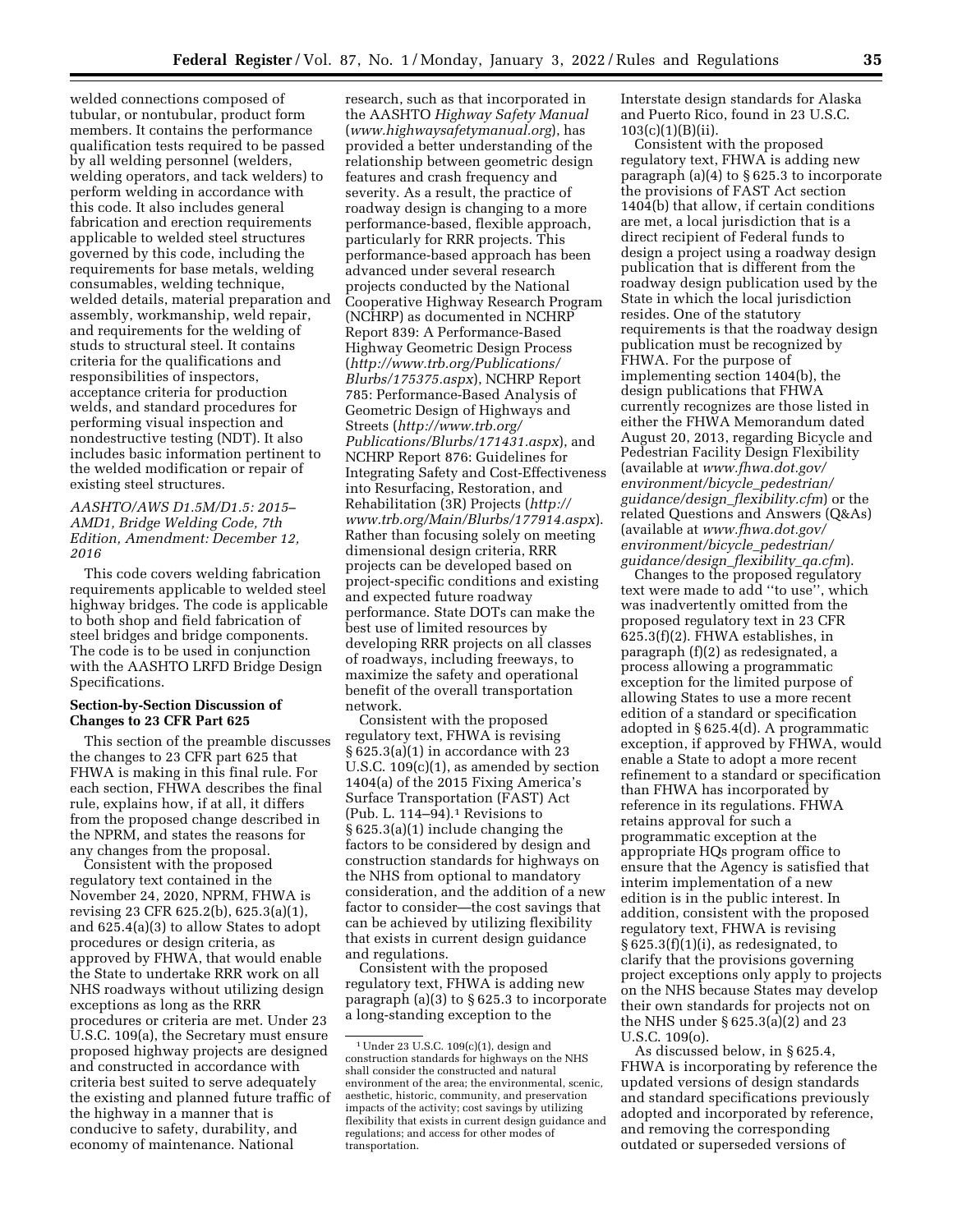welded connections composed of tubular, or nontubular, product form members. It contains the performance qualification tests required to be passed by all welding personnel (welders, welding operators, and tack welders) to perform welding in accordance with this code. It also includes general fabrication and erection requirements applicable to welded steel structures governed by this code, including the requirements for base metals, welding consumables, welding technique, welded details, material preparation and assembly, workmanship, weld repair, and requirements for the welding of studs to structural steel. It contains criteria for the qualifications and responsibilities of inspectors, acceptance criteria for production welds, and standard procedures for performing visual inspection and nondestructive testing (NDT). It also includes basic information pertinent to the welded modification or repair of existing steel structures.

*AASHTO/AWS D1.5M/D1.5: 2015–AMD1, Bridge Welding Code, 7th Edition, Amendment: December 12, 2016*

This code covers welding fabrication requirements applicable to welded steel highway bridges. The code is applicable to both shop and field fabrication of steel bridges and bridge components. The code is to be used in conjunction with the AASHTO LRFD Bridge Design Specifications.

**Section-by-Section Discussion of Changes to 23 CFR Part 625**

This section of the preamble discusses the changes to 23 CFR part 625 that FHWA is making in this final rule. For each section, FHWA describes the final rule, explains how, if at all, it differs from the proposed change described in the NPRM, and states the reasons for any changes from the proposal.

Consistent with the proposed regulatory text contained in the November 24, 2020, NPRM, FHWA is revising 23 CFR 625.2(b), 625.3(a)(1), and 625.4(a)(3) to allow States to adopt procedures or design criteria, as approved by FHWA, that would enable the State to undertake RRR work on all NHS roadways without utilizing design exceptions as long as the RRR procedures or criteria are met. Under 23 U.S.C. 109(a), the Secretary must ensure proposed highway projects are designed and constructed in accordance with criteria best suited to serve adequately the existing and planned future traffic of the highway in a manner that is conducive to safety, durability, and economy of maintenance. National research, such as that incorporated in the AASHTO *Highway Safety Manual* (*www.highwaysafetymanual.org*), has provided a better understanding of the relationship between geometric design features and crash frequency and severity. As a result, the practice of roadway design is changing to a more performance-based, flexible approach, particularly for RRR projects. This performance-based approach has been advanced under several research projects conducted by the National Cooperative Highway Research Program (NCHRP) as documented in NCHRP Report 839: A Performance-Based Highway Geometric Design Process (*http://www.trb.org/Publications/Blurbs/175375.aspx*), NCHRP Report 785: Performance-Based Analysis of Geometric Design of Highways and Streets (*http://www.trb.org/Publications/Blurbs/171431.aspx*), and NCHRP Report 876: Guidelines for Integrating Safety and Cost-Effectiveness into Resurfacing, Restoration, and Rehabilitation (3R) Projects (*http://www.trb.org/Main/Blurbs/177914.aspx*). Rather than focusing solely on meeting dimensional design criteria, RRR projects can be developed based on project-specific conditions and existing and expected future roadway performance. State DOTs can make the best use of limited resources by developing RRR projects on all classes of roadways, including freeways, to maximize the safety and operational benefit of the overall transportation network.

Consistent with the proposed regulatory text, FHWA is revising § 625.3(a)(1) in accordance with 23 U.S.C. 109(c)(1), as amended by section 1404(a) of the 2015 Fixing America's Surface Transportation (FAST) Act (Pub. L. 114–94).[1] Revisions to § 625.3(a)(1) include changing the factors to be considered by design and construction standards for highways on the NHS from optional to mandatory consideration, and the addition of a new factor to consider—the cost savings that can be achieved by utilizing flexibility that exists in current design guidance and regulations.

Consistent with the proposed regulatory text, FHWA is adding new paragraph (a)(3) to § 625.3 to incorporate a long-standing exception to the Interstate design standards for Alaska and Puerto Rico, found in 23 U.S.C. 103(c)(1)(B)(ii).

Consistent with the proposed regulatory text, FHWA is adding new paragraph (a)(4) to § 625.3 to incorporate the provisions of FAST Act section 1404(b) that allow, if certain conditions are met, a local jurisdiction that is a direct recipient of Federal funds to design a project using a roadway design publication that is different from the roadway design publication used by the State in which the local jurisdiction resides. One of the statutory requirements is that the roadway design publication must be recognized by FHWA. For the purpose of implementing section 1404(b), the design publications that FHWA currently recognizes are those listed in either the FHWA Memorandum dated August 20, 2013, regarding Bicycle and Pedestrian Facility Design Flexibility (available at *www.fhwa.dot.gov/environment/bicycle_pedestrian/guidance/design_flexibility.cfm*) or the related Questions and Answers (Q&As) (available at *www.fhwa.dot.gov/environment/bicycle_pedestrian/guidance/design_flexibility_qa.cfm*).

Changes to the proposed regulatory text were made to add ''to use'', which was inadvertently omitted from the proposed regulatory text in 23 CFR 625.3(f)(2). FHWA establishes, in paragraph (f)(2) as redesignated, a process allowing a programmatic exception for the limited purpose of allowing States to use a more recent edition of a standard or specification adopted in § 625.4(d). A programmatic exception, if approved by FHWA, would enable a State to adopt a more recent refinement to a standard or specification than FHWA has incorporated by reference in its regulations. FHWA retains approval for such a programmatic exception at the appropriate HQs program office to ensure that the Agency is satisfied that interim implementation of a new edition is in the public interest. In addition, consistent with the proposed regulatory text, FHWA is revising § 625.3(f)(1)(i), as redesignated, to clarify that the provisions governing project exceptions only apply to projects on the NHS because States may develop their own standards for projects not on the NHS under § 625.3(a)(2) and 23 U.S.C. 109(o).

As discussed below, in § 625.4, FHWA is incorporating by reference the updated versions of design standards and standard specifications previously adopted and incorporated by reference, and removing the corresponding outdated or superseded versions of

[1] Under 23 U.S.C. 109(c)(1), design and construction standards for highways on the NHS shall consider the constructed and natural environment of the area; the environmental, scenic, aesthetic, historic, community, and preservation impacts of the activity; cost savings by utilizing flexibility that exists in current design guidance and regulations; and access for other modes of transportation.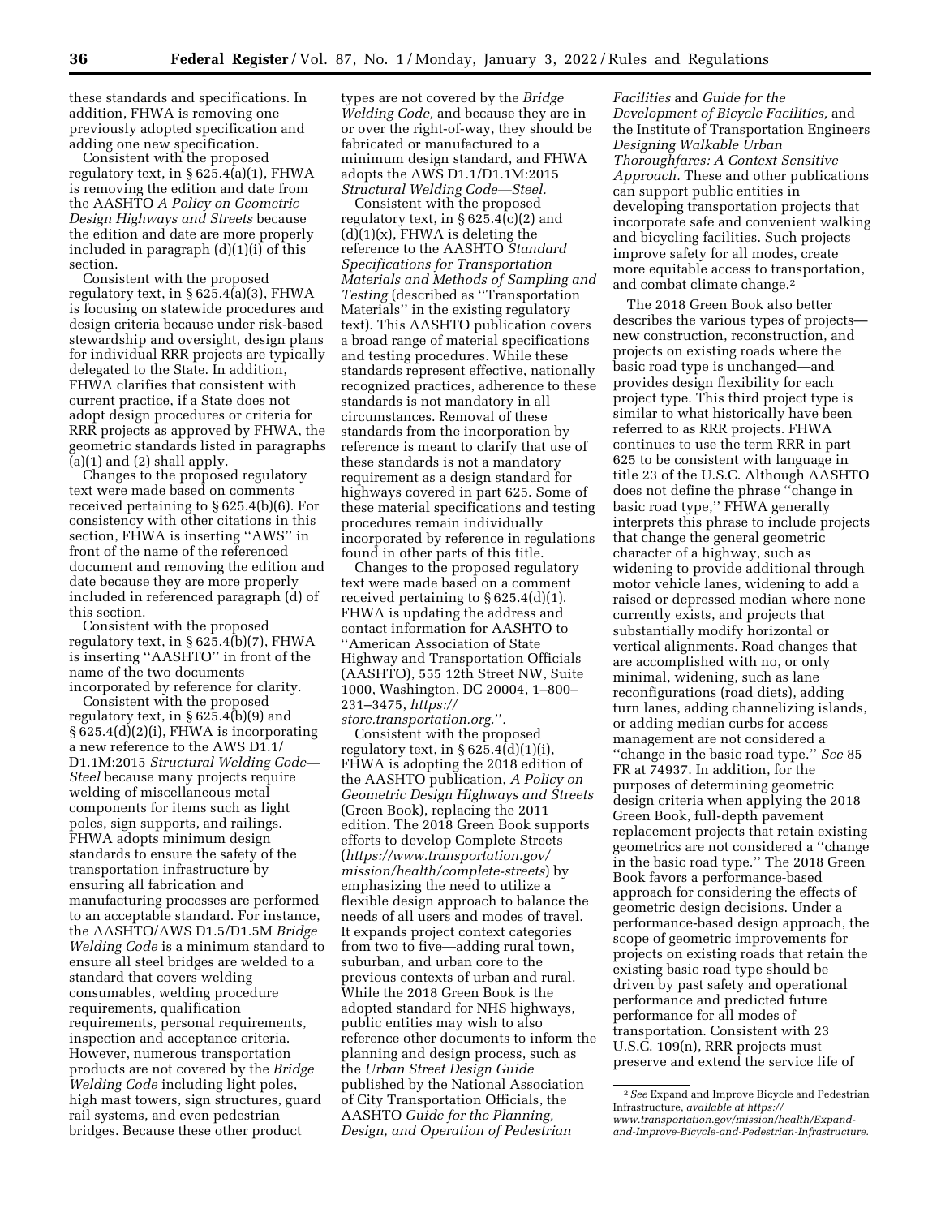these standards and specifications. In addition, FHWA is removing one previously adopted specification and adding one new specification.

Consistent with the proposed regulatory text, in § 625.4(a)(1), FHWA is removing the edition and date from the AASHTO *A Policy on Geometric Design Highways and Streets* because the edition and date are more properly included in paragraph (d)(1)(i) of this section.

Consistent with the proposed regulatory text, in § 625.4(a)(3), FHWA is focusing on statewide procedures and design criteria because under risk-based stewardship and oversight, design plans for individual RRR projects are typically delegated to the State. In addition, FHWA clarifies that consistent with current practice, if a State does not adopt design procedures or criteria for RRR projects as approved by FHWA, the geometric standards listed in paragraphs (a)(1) and (2) shall apply.

Changes to the proposed regulatory text were made based on comments received pertaining to § 625.4(b)(6). For consistency with other citations in this section, FHWA is inserting "AWS" in front of the name of the referenced document and removing the edition and date because they are more properly included in referenced paragraph (d) of this section.

Consistent with the proposed regulatory text, in § 625.4(b)(7), FHWA is inserting "AASHTO" in front of the name of the two documents incorporated by reference for clarity.

Consistent with the proposed regulatory text, in § 625.4(b)(9) and § 625.4(d)(2)(i), FHWA is incorporating a new reference to the AWS D1.1/D1.1M:2015 *Structural Welding Code—Steel* because many projects require welding of miscellaneous metal components for items such as light poles, sign supports, and railings. FHWA adopts minimum design standards to ensure the safety of the transportation infrastructure by ensuring all fabrication and manufacturing processes are performed to an acceptable standard. For instance, the AASHTO/AWS D1.5/D1.5M *Bridge Welding Code* is a minimum standard to ensure all steel bridges are welded to a standard that covers welding consumables, welding procedure requirements, qualification requirements, personal requirements, inspection and acceptance criteria. However, numerous transportation products are not covered by the *Bridge Welding Code* including light poles, high mast towers, sign structures, guard rail systems, and even pedestrian bridges. Because these other product types are not covered by the *Bridge Welding Code,* and because they are in or over the right-of-way, they should be fabricated or manufactured to a minimum design standard, and FHWA adopts the AWS D1.1/D1.1M:2015 *Structural Welding Code—Steel.*

Consistent with the proposed regulatory text, in § 625.4(c)(2) and (d)(1)(x), FHWA is deleting the reference to the AASHTO *Standard Specifications for Transportation Materials and Methods of Sampling and Testing* (described as "Transportation Materials" in the existing regulatory text). This AASHTO publication covers a broad range of material specifications and testing procedures. While these standards represent effective, nationally recognized practices, adherence to these standards is not mandatory in all circumstances. Removal of these standards from the incorporation by reference is meant to clarify that use of these standards is not a mandatory requirement as a design standard for highways covered in part 625. Some of these material specifications and testing procedures remain individually incorporated by reference in regulations found in other parts of this title.

Changes to the proposed regulatory text were made based on a comment received pertaining to § 625.4(d)(1). FHWA is updating the address and contact information for AASHTO to "American Association of State Highway and Transportation Officials (AASHTO), 555 12th Street NW, Suite 1000, Washington, DC 20004, 1–800–231–3475, *https://store.transportation.org.*".

Consistent with the proposed regulatory text, in § 625.4(d)(1)(i), FHWA is adopting the 2018 edition of the AASHTO publication, *A Policy on Geometric Design Highways and Streets* (Green Book), replacing the 2011 edition. The 2018 Green Book supports efforts to develop Complete Streets (*https://www.transportation.gov/mission/health/complete-streets*) by emphasizing the need to utilize a flexible design approach to balance the needs of all users and modes of travel. It expands project context categories from two to five—adding rural town, suburban, and urban core to the previous contexts of urban and rural. While the 2018 Green Book is the adopted standard for NHS highways, public entities may wish to also reference other documents to inform the planning and design process, such as the *Urban Street Design Guide* published by the National Association of City Transportation Officials, the AASHTO *Guide for the Planning, Design, and Operation of Pedestrian Facilities* and *Guide for the Development of Bicycle Facilities,* and the Institute of Transportation Engineers *Designing Walkable Urban Thoroughfares: A Context Sensitive Approach.* These and other publications can support public entities in developing transportation projects that incorporate safe and convenient walking and bicycling facilities. Such projects improve safety for all modes, create more equitable access to transportation, and combat climate change.[2]

The 2018 Green Book also better describes the various types of projects—new construction, reconstruction, and projects on existing roads where the basic road type is unchanged—and provides design flexibility for each project type. This third project type is similar to what historically have been referred to as RRR projects. FHWA continues to use the term RRR in part 625 to be consistent with language in title 23 of the U.S.C. Although AASHTO does not define the phrase "change in basic road type," FHWA generally interprets this phrase to include projects that change the general geometric character of a highway, such as widening to provide additional through motor vehicle lanes, widening to add a raised or depressed median where none currently exists, and projects that substantially modify horizontal or vertical alignments. Road changes that are accomplished with no, or only minimal, widening, such as lane reconfigurations (road diets), adding turn lanes, adding channelizing islands, or adding median curbs for access management are not considered a "change in the basic road type." *See* 85 FR at 74937. In addition, for the purposes of determining geometric design criteria when applying the 2018 Green Book, full-depth pavement replacement projects that retain existing geometrics are not considered a "change in the basic road type." The 2018 Green Book favors a performance-based approach for considering the effects of geometric design decisions. Under a performance-based design approach, the scope of geometric improvements for projects on existing roads that retain the existing basic road type should be driven by past safety and operational performance and predicted future performance for all modes of transportation. Consistent with 23 U.S.C. 109(n), RRR projects must preserve and extend the service life of

[2] *See* Expand and Improve Bicycle and Pedestrian Infrastructure, *available at https://www.transportation.gov/mission/health/Expand-and-Improve-Bicycle-and-Pedestrian-Infrastructure.*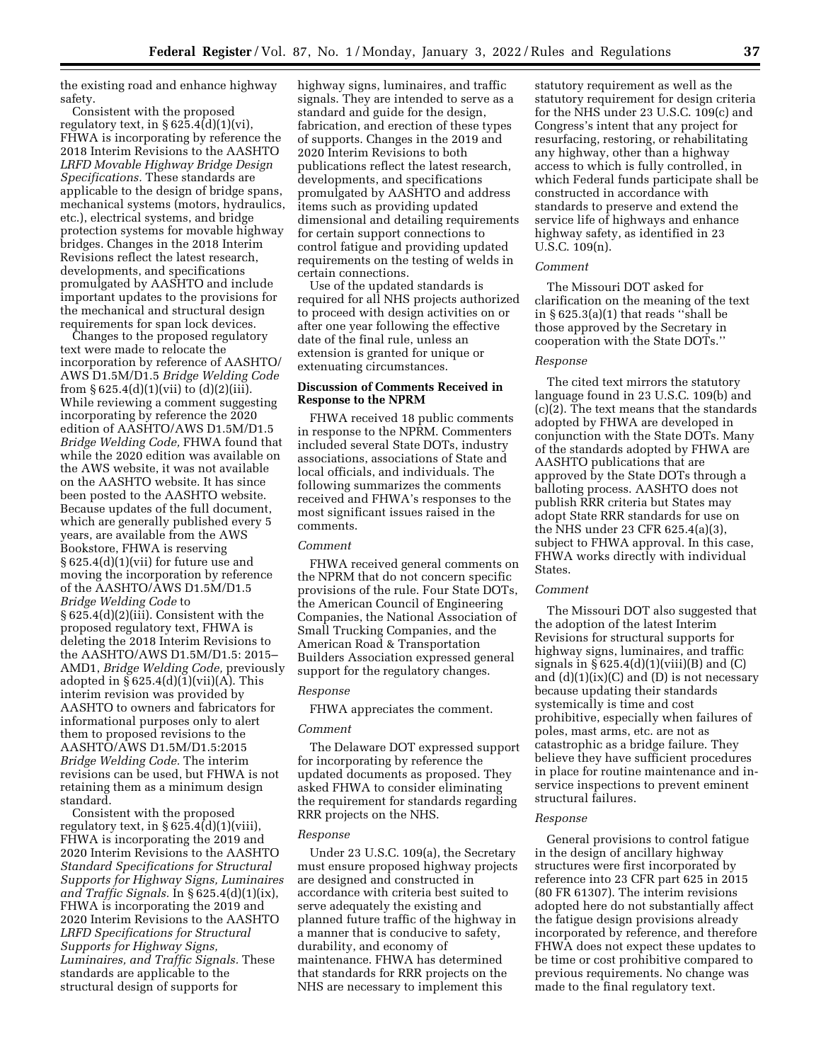the existing road and enhance highway safety.

Consistent with the proposed regulatory text, in § 625.4(d)(1)(vi), FHWA is incorporating by reference the 2018 Interim Revisions to the AASHTO *LRFD Movable Highway Bridge Design Specifications.* These standards are applicable to the design of bridge spans, mechanical systems (motors, hydraulics, etc.), electrical systems, and bridge protection systems for movable highway bridges. Changes in the 2018 Interim Revisions reflect the latest research, developments, and specifications promulgated by AASHTO and include important updates to the provisions for the mechanical and structural design requirements for span lock devices.

Changes to the proposed regulatory text were made to relocate the incorporation by reference of AASHTO/AWS D1.5M/D1.5 *Bridge Welding Code* from § 625.4(d)(1)(vii) to (d)(2)(iii). While reviewing a comment suggesting incorporating by reference the 2020 edition of AASHTO/AWS D1.5M/D1.5 *Bridge Welding Code,* FHWA found that while the 2020 edition was available on the AWS website, it was not available on the AASHTO website. It has since been posted to the AASHTO website. Because updates of the full document, which are generally published every 5 years, are available from the AWS Bookstore, FHWA is reserving § 625.4(d)(1)(vii) for future use and moving the incorporation by reference of the AASHTO/AWS D1.5M/D1.5 *Bridge Welding Code* to § 625.4(d)(2)(iii). Consistent with the proposed regulatory text, FHWA is deleting the 2018 Interim Revisions to the AASHTO/AWS D1.5M/D1.5: 2015–AMD1, *Bridge Welding Code,* previously adopted in § 625.4(d)(1)(vii)(A). This interim revision was provided by AASHTO to owners and fabricators for informational purposes only to alert them to proposed revisions to the AASHTO/AWS D1.5M/D1.5:2015 *Bridge Welding Code.* The interim revisions can be used, but FHWA is not retaining them as a minimum design standard.

Consistent with the proposed regulatory text, in § 625.4(d)(1)(viii), FHWA is incorporating the 2019 and 2020 Interim Revisions to the AASHTO *Standard Specifications for Structural Supports for Highway Signs, Luminaires and Traffic Signals.* In § 625.4(d)(1)(ix), FHWA is incorporating the 2019 and 2020 Interim Revisions to the AASHTO *LRFD Specifications for Structural Supports for Highway Signs, Luminaires, and Traffic Signals.* These standards are applicable to the structural design of supports for highway signs, luminaires, and traffic signals. They are intended to serve as a standard and guide for the design, fabrication, and erection of these types of supports. Changes in the 2019 and 2020 Interim Revisions to both publications reflect the latest research, developments, and specifications promulgated by AASHTO and address items such as providing updated dimensional and detailing requirements for certain support connections to control fatigue and providing updated requirements on the testing of welds in certain connections.

Use of the updated standards is required for all NHS projects authorized to proceed with design activities on or after one year following the effective date of the final rule, unless an extension is granted for unique or extenuating circumstances.

## Discussion of Comments Received in Response to the NPRM

FHWA received 18 public comments in response to the NPRM. Commenters included several State DOTs, industry associations, associations of State and local officials, and individuals. The following summarizes the comments received and FHWA's responses to the most significant issues raised in the comments.

*Comment*

FHWA received general comments on the NPRM that do not concern specific provisions of the rule. Four State DOTs, the American Council of Engineering Companies, the National Association of Small Trucking Companies, and the American Road & Transportation Builders Association expressed general support for the regulatory changes.

*Response*

FHWA appreciates the comment.

*Comment*

The Delaware DOT expressed support for incorporating by reference the updated documents as proposed. They asked FHWA to consider eliminating the requirement for standards regarding RRR projects on the NHS.

*Response*

Under 23 U.S.C. 109(a), the Secretary must ensure proposed highway projects are designed and constructed in accordance with criteria best suited to serve adequately the existing and planned future traffic of the highway in a manner that is conducive to safety, durability, and economy of maintenance. FHWA has determined that standards for RRR projects on the NHS are necessary to implement this statutory requirement as well as the statutory requirement for design criteria for the NHS under 23 U.S.C. 109(c) and Congress's intent that any project for resurfacing, restoring, or rehabilitating any highway, other than a highway access to which is fully controlled, in which Federal funds participate shall be constructed in accordance with standards to preserve and extend the service life of highways and enhance highway safety, as identified in 23 U.S.C. 109(n).

*Comment*

The Missouri DOT asked for clarification on the meaning of the text in § 625.3(a)(1) that reads ''shall be those approved by the Secretary in cooperation with the State DOTs.''

*Response*

The cited text mirrors the statutory language found in 23 U.S.C. 109(b) and (c)(2). The text means that the standards adopted by FHWA are developed in conjunction with the State DOTs. Many of the standards adopted by FHWA are AASHTO publications that are approved by the State DOTs through a balloting process. AASHTO does not publish RRR criteria but States may adopt State RRR standards for use on the NHS under 23 CFR 625.4(a)(3), subject to FHWA approval. In this case, FHWA works directly with individual States.

*Comment*

The Missouri DOT also suggested that the adoption of the latest Interim Revisions for structural supports for highway signs, luminaires, and traffic signals in § 625.4(d)(1)(viii)(B) and (C) and (d)(1)(ix)(C) and (D) is not necessary because updating their standards systemically is time and cost prohibitive, especially when failures of poles, mast arms, etc. are not as catastrophic as a bridge failure. They believe they have sufficient procedures in place for routine maintenance and in-service inspections to prevent eminent structural failures.

*Response*

General provisions to control fatigue in the design of ancillary highway structures were first incorporated by reference into 23 CFR part 625 in 2015 (80 FR 61307). The interim revisions adopted here do not substantially affect the fatigue design provisions already incorporated by reference, and therefore FHWA does not expect these updates to be time or cost prohibitive compared to previous requirements. No change was made to the final regulatory text.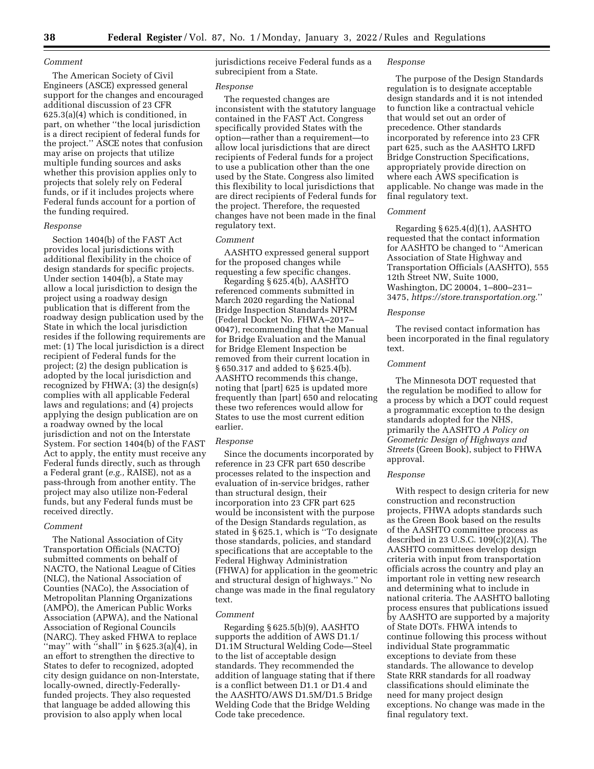*Comment*

The American Society of Civil Engineers (ASCE) expressed general support for the changes and encouraged additional discussion of 23 CFR 625.3(a)(4) which is conditioned, in part, on whether ''the local jurisdiction is a direct recipient of federal funds for the project.'' ASCE notes that confusion may arise on projects that utilize multiple funding sources and asks whether this provision applies only to projects that solely rely on Federal funds, or if it includes projects where Federal funds account for a portion of the funding required.

*Response*

Section 1404(b) of the FAST Act provides local jurisdictions with additional flexibility in the choice of design standards for specific projects. Under section 1404(b), a State may allow a local jurisdiction to design the project using a roadway design publication that is different from the roadway design publication used by the State in which the local jurisdiction resides if the following requirements are met: (1) The local jurisdiction is a direct recipient of Federal funds for the project; (2) the design publication is adopted by the local jurisdiction and recognized by FHWA; (3) the design(s) complies with all applicable Federal laws and regulations; and (4) projects applying the design publication are on a roadway owned by the local jurisdiction and not on the Interstate System. For section 1404(b) of the FAST Act to apply, the entity must receive any Federal funds directly, such as through a Federal grant (*e.g.,* RAISE), not as a pass-through from another entity. The project may also utilize non-Federal funds, but any Federal funds must be received directly.

*Comment*

The National Association of City Transportation Officials (NACTO) submitted comments on behalf of NACTO, the National League of Cities (NLC), the National Association of Counties (NACo), the Association of Metropolitan Planning Organizations (AMPO), the American Public Works Association (APWA), and the National Association of Regional Councils (NARC). They asked FHWA to replace ''may'' with ''shall'' in § 625.3(a)(4), in an effort to strengthen the directive to States to defer to recognized, adopted city design guidance on non-Interstate, locally-owned, directly-Federally-funded projects. They also requested that language be added allowing this provision to also apply when local jurisdictions receive Federal funds as a subrecipient from a State.

*Response*

The requested changes are inconsistent with the statutory language contained in the FAST Act. Congress specifically provided States with the option—rather than a requirement—to allow local jurisdictions that are direct recipients of Federal funds for a project to use a publication other than the one used by the State. Congress also limited this flexibility to local jurisdictions that are direct recipients of Federal funds for the project. Therefore, the requested changes have not been made in the final regulatory text.

*Comment*

AASHTO expressed general support for the proposed changes while requesting a few specific changes.

Regarding § 625.4(b), AASHTO referenced comments submitted in March 2020 regarding the National Bridge Inspection Standards NPRM (Federal Docket No. FHWA–2017–0047), recommending that the Manual for Bridge Evaluation and the Manual for Bridge Element Inspection be removed from their current location in § 650.317 and added to § 625.4(b). AASHTO recommends this change, noting that [part] 625 is updated more frequently than [part] 650 and relocating these two references would allow for States to use the most current edition earlier.

*Response*

Since the documents incorporated by reference in 23 CFR part 650 describe processes related to the inspection and evaluation of in-service bridges, rather than structural design, their incorporation into 23 CFR part 625 would be inconsistent with the purpose of the Design Standards regulation, as stated in § 625.1, which is ''To designate those standards, policies, and standard specifications that are acceptable to the Federal Highway Administration (FHWA) for application in the geometric and structural design of highways.'' No change was made in the final regulatory text.

*Comment*

Regarding § 625.5(b)(9), AASHTO supports the addition of AWS D1.1/D1.1M Structural Welding Code—Steel to the list of acceptable design standards. They recommended the addition of language stating that if there is a conflict between D1.1 or D1.4 and the AASHTO/AWS D1.5M/D1.5 Bridge Welding Code that the Bridge Welding Code take precedence.

*Response*

The purpose of the Design Standards regulation is to designate acceptable design standards and it is not intended to function like a contractual vehicle that would set out an order of precedence. Other standards incorporated by reference into 23 CFR part 625, such as the AASHTO LRFD Bridge Construction Specifications, appropriately provide direction on where each AWS specification is applicable. No change was made in the final regulatory text.

*Comment*

Regarding § 625.4(d)(1), AASHTO requested that the contact information for AASHTO be changed to ''American Association of State Highway and Transportation Officials (AASHTO), 555 12th Street NW, Suite 1000, Washington, DC 20004, 1–800–231–3475, *https://store.transportation.org.*''

*Response*

The revised contact information has been incorporated in the final regulatory text.

*Comment*

The Minnesota DOT requested that the regulation be modified to allow for a process by which a DOT could request a programmatic exception to the design standards adopted for the NHS, primarily the AASHTO *A Policy on Geometric Design of Highways and Streets* (Green Book), subject to FHWA approval.

*Response*

With respect to design criteria for new construction and reconstruction projects, FHWA adopts standards such as the Green Book based on the results of the AASHTO committee process as described in 23 U.S.C. 109(c)(2)(A). The AASHTO committees develop design criteria with input from transportation officials across the country and play an important role in vetting new research and determining what to include in national criteria. The AASHTO balloting process ensures that publications issued by AASHTO are supported by a majority of State DOTs. FHWA intends to continue following this process without individual State programmatic exceptions to deviate from these standards. The allowance to develop State RRR standards for all roadway classifications should eliminate the need for many project design exceptions. No change was made in the final regulatory text.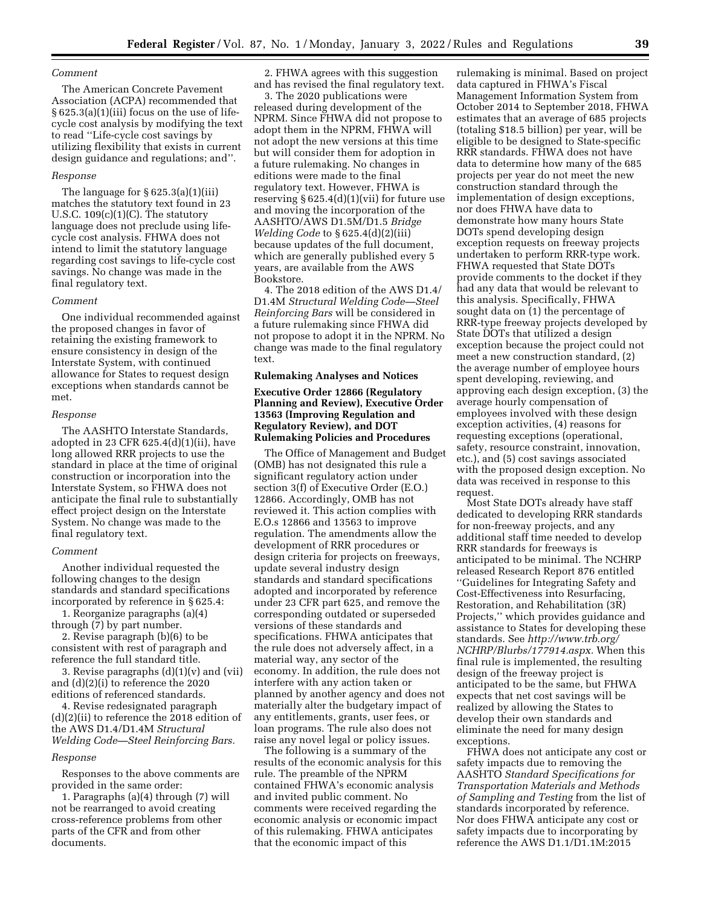*Comment*

The American Concrete Pavement Association (ACPA) recommended that § 625.3(a)(1)(iii) focus on the use of life-cycle cost analysis by modifying the text to read ''Life-cycle cost savings by utilizing flexibility that exists in current design guidance and regulations; and''.

*Response*

The language for § 625.3(a)(1)(iii) matches the statutory text found in 23 U.S.C. 109(c)(1)(C). The statutory language does not preclude using life-cycle cost analysis. FHWA does not intend to limit the statutory language regarding cost savings to life-cycle cost savings. No change was made in the final regulatory text.

*Comment*

One individual recommended against the proposed changes in favor of retaining the existing framework to ensure consistency in design of the Interstate System, with continued allowance for States to request design exceptions when standards cannot be met.

*Response*

The AASHTO Interstate Standards, adopted in 23 CFR 625.4(d)(1)(ii), have long allowed RRR projects to use the standard in place at the time of original construction or incorporation into the Interstate System, so FHWA does not anticipate the final rule to substantially effect project design on the Interstate System. No change was made to the final regulatory text.

*Comment*

Another individual requested the following changes to the design standards and standard specifications incorporated by reference in § 625.4:

1. Reorganize paragraphs (a)(4) through (7) by part number.

2. Revise paragraph (b)(6) to be consistent with rest of paragraph and reference the full standard title.

3. Revise paragraphs (d)(1)(v) and (vii) and (d)(2)(i) to reference the 2020 editions of referenced standards.

4. Revise redesignated paragraph (d)(2)(ii) to reference the 2018 edition of the AWS D1.4/D1.4M *Structural Welding Code—Steel Reinforcing Bars.*

*Response*

Responses to the above comments are provided in the same order:

1. Paragraphs (a)(4) through (7) will not be rearranged to avoid creating cross-reference problems from other parts of the CFR and from other documents.

2. FHWA agrees with this suggestion and has revised the final regulatory text.

3. The 2020 publications were released during development of the NPRM. Since FHWA did not propose to adopt them in the NPRM, FHWA will not adopt the new versions at this time but will consider them for adoption in a future rulemaking. No changes in editions were made to the final regulatory text. However, FHWA is reserving § 625.4(d)(1)(vii) for future use and moving the incorporation of the AASHTO/AWS D1.5M/D1.5 *Bridge Welding Code* to § 625.4(d)(2)(iii) because updates of the full document, which are generally published every 5 years, are available from the AWS Bookstore.

4. The 2018 edition of the AWS D1.4/D1.4M *Structural Welding Code—Steel Reinforcing Bars* will be considered in a future rulemaking since FHWA did not propose to adopt it in the NPRM. No change was made to the final regulatory text.

## Rulemaking Analyses and Notices

### Executive Order 12866 (Regulatory Planning and Review), Executive Order 13563 (Improving Regulation and Regulatory Review), and DOT Rulemaking Policies and Procedures

The Office of Management and Budget (OMB) has not designated this rule a significant regulatory action under section 3(f) of Executive Order (E.O.) 12866. Accordingly, OMB has not reviewed it. This action complies with E.O.s 12866 and 13563 to improve regulation. The amendments allow the development of RRR procedures or design criteria for projects on freeways, update several industry design standards and standard specifications adopted and incorporated by reference under 23 CFR part 625, and remove the corresponding outdated or superseded versions of these standards and specifications. FHWA anticipates that the rule does not adversely affect, in a material way, any sector of the economy. In addition, the rule does not interfere with any action taken or planned by another agency and does not materially alter the budgetary impact of any entitlements, grants, user fees, or loan programs. The rule also does not raise any novel legal or policy issues.

The following is a summary of the results of the economic analysis for this rule. The preamble of the NPRM contained FHWA's economic analysis and invited public comment. No comments were received regarding the economic analysis or economic impact of this rulemaking. FHWA anticipates that the economic impact of this rulemaking is minimal. Based on project data captured in FHWA's Fiscal Management Information System from October 2014 to September 2018, FHWA estimates that an average of 685 projects (totaling $18.5 billion) per year, will be eligible to be designed to State-specific RRR standards. FHWA does not have data to determine how many of the 685 projects per year do not meet the new construction standard through the implementation of design exceptions, nor does FHWA have data to demonstrate how many hours State DOTs spend developing design exception requests on freeway projects undertaken to perform RRR-type work. FHWA requested that State DOTs provide comments to the docket if they had any data that would be relevant to this analysis. Specifically, FHWA sought data on (1) the percentage of RRR-type freeway projects developed by State DOTs that utilized a design exception because the project could not meet a new construction standard, (2) the average number of employee hours spent developing, reviewing, and approving each design exception, (3) the average hourly compensation of employees involved with these design exception activities, (4) reasons for requesting exceptions (operational, safety, resource constraint, innovation, etc.), and (5) cost savings associated with the proposed design exception. No data was received in response to this request.

Most State DOTs already have staff dedicated to developing RRR standards for non-freeway projects, and any additional staff time needed to develop RRR standards for freeways is anticipated to be minimal. The NCHRP released Research Report 876 entitled ''Guidelines for Integrating Safety and Cost-Effectiveness into Resurfacing, Restoration, and Rehabilitation (3R) Projects,'' which provides guidance and assistance to States for developing these standards. See *http://www.trb.org/NCHRP/Blurbs/177914.aspx.* When this final rule is implemented, the resulting design of the freeway project is anticipated to be the same, but FHWA expects that net cost savings will be realized by allowing the States to develop their own standards and eliminate the need for many design exceptions.

FHWA does not anticipate any cost or safety impacts due to removing the AASHTO *Standard Specifications for Transportation Materials and Methods of Sampling and Testing* from the list of standards incorporated by reference. Nor does FHWA anticipate any cost or safety impacts due to incorporating by reference the AWS D1.1/D1.1M:2015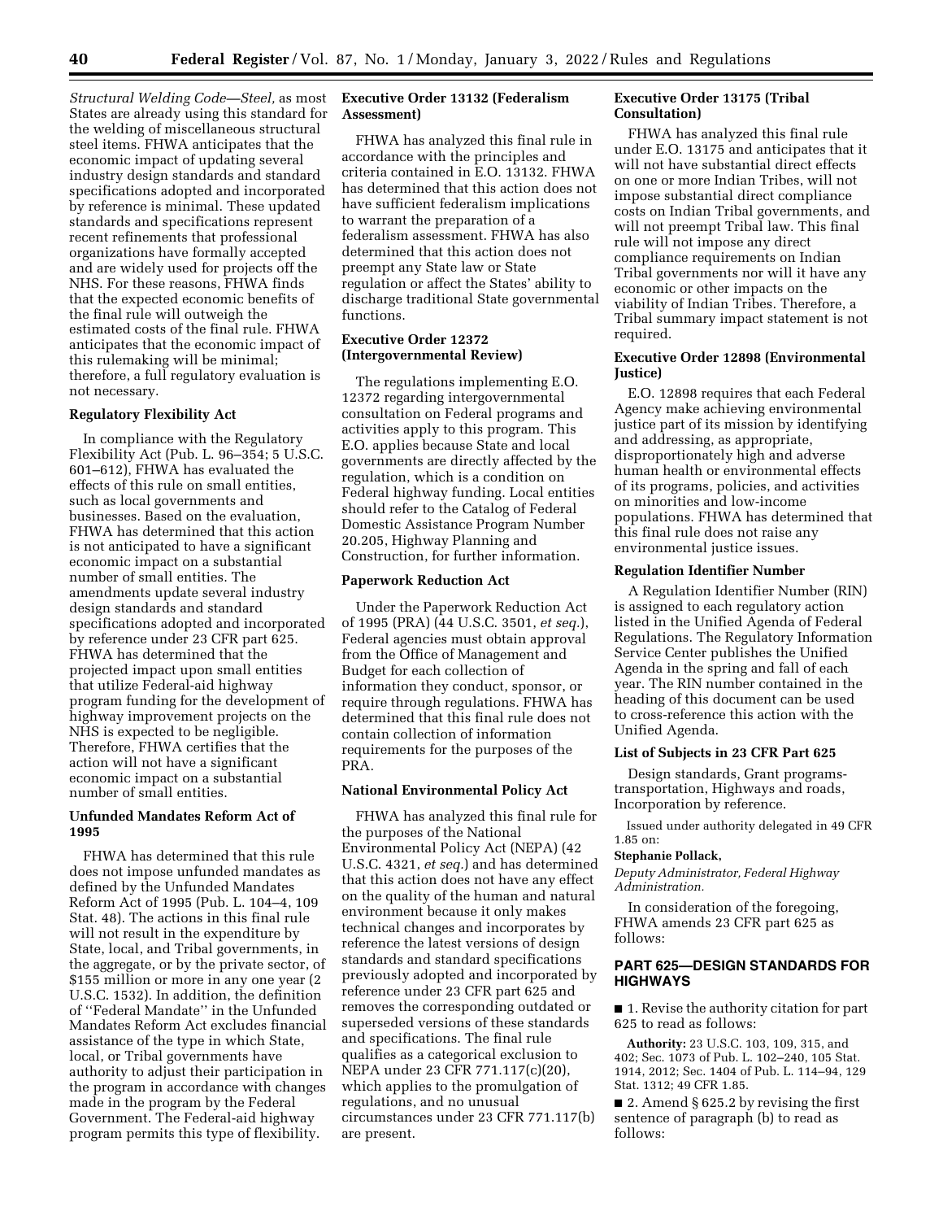*Structural Welding Code—Steel,* as most States are already using this standard for the welding of miscellaneous structural steel items. FHWA anticipates that the economic impact of updating several industry design standards and standard specifications adopted and incorporated by reference is minimal. These updated standards and specifications represent recent refinements that professional organizations have formally accepted and are widely used for projects off the NHS. For these reasons, FHWA finds that the expected economic benefits of the final rule will outweigh the estimated costs of the final rule. FHWA anticipates that the economic impact of this rulemaking will be minimal; therefore, a full regulatory evaluation is not necessary.

**Regulatory Flexibility Act**

In compliance with the Regulatory Flexibility Act (Pub. L. 96–354; 5 U.S.C. 601–612), FHWA has evaluated the effects of this rule on small entities, such as local governments and businesses. Based on the evaluation, FHWA has determined that this action is not anticipated to have a significant economic impact on a substantial number of small entities. The amendments update several industry design standards and standard specifications adopted and incorporated by reference under 23 CFR part 625. FHWA has determined that the projected impact upon small entities that utilize Federal-aid highway program funding for the development of highway improvement projects on the NHS is expected to be negligible. Therefore, FHWA certifies that the action will not have a significant economic impact on a substantial number of small entities.

**Unfunded Mandates Reform Act of 1995**

FHWA has determined that this rule does not impose unfunded mandates as defined by the Unfunded Mandates Reform Act of 1995 (Pub. L. 104–4, 109 Stat. 48). The actions in this final rule will not result in the expenditure by State, local, and Tribal governments, in the aggregate, or by the private sector, of $155 million or more in any one year (2 U.S.C. 1532). In addition, the definition of ''Federal Mandate'' in the Unfunded Mandates Reform Act excludes financial assistance of the type in which State, local, or Tribal governments have authority to adjust their participation in the program in accordance with changes made in the program by the Federal Government. The Federal-aid highway program permits this type of flexibility.

**Executive Order 13132 (Federalism Assessment)**

FHWA has analyzed this final rule in accordance with the principles and criteria contained in E.O. 13132. FHWA has determined that this action does not have sufficient federalism implications to warrant the preparation of a federalism assessment. FHWA has also determined that this action does not preempt any State law or State regulation or affect the States' ability to discharge traditional State governmental functions.

**Executive Order 12372 (Intergovernmental Review)**

The regulations implementing E.O. 12372 regarding intergovernmental consultation on Federal programs and activities apply to this program. This E.O. applies because State and local governments are directly affected by the regulation, which is a condition on Federal highway funding. Local entities should refer to the Catalog of Federal Domestic Assistance Program Number 20.205, Highway Planning and Construction, for further information.

**Paperwork Reduction Act**

Under the Paperwork Reduction Act of 1995 (PRA) (44 U.S.C. 3501, *et seq.*), Federal agencies must obtain approval from the Office of Management and Budget for each collection of information they conduct, sponsor, or require through regulations. FHWA has determined that this final rule does not contain collection of information requirements for the purposes of the PRA.

**National Environmental Policy Act**

FHWA has analyzed this final rule for the purposes of the National Environmental Policy Act (NEPA) (42 U.S.C. 4321, *et seq.*) and has determined that this action does not have any effect on the quality of the human and natural environment because it only makes technical changes and incorporates by reference the latest versions of design standards and standard specifications previously adopted and incorporated by reference under 23 CFR part 625 and removes the corresponding outdated or superseded versions of these standards and specifications. The final rule qualifies as a categorical exclusion to NEPA under 23 CFR 771.117(c)(20), which applies to the promulgation of regulations, and no unusual circumstances under 23 CFR 771.117(b) are present.

**Executive Order 13175 (Tribal Consultation)**

FHWA has analyzed this final rule under E.O. 13175 and anticipates that it will not have substantial direct effects on one or more Indian Tribes, will not impose substantial direct compliance costs on Indian Tribal governments, and will not preempt Tribal law. This final rule will not impose any direct compliance requirements on Indian Tribal governments nor will it have any economic or other impacts on the viability of Indian Tribes. Therefore, a Tribal summary impact statement is not required.

**Executive Order 12898 (Environmental Justice)**

E.O. 12898 requires that each Federal Agency make achieving environmental justice part of its mission by identifying and addressing, as appropriate, disproportionately high and adverse human health or environmental effects of its programs, policies, and activities on minorities and low-income populations. FHWA has determined that this final rule does not raise any environmental justice issues.

**Regulation Identifier Number**

A Regulation Identifier Number (RIN) is assigned to each regulatory action listed in the Unified Agenda of Federal Regulations. The Regulatory Information Service Center publishes the Unified Agenda in the spring and fall of each year. The RIN number contained in the heading of this document can be used to cross-reference this action with the Unified Agenda.

**List of Subjects in 23 CFR Part 625**

Design standards, Grant programs-transportation, Highways and roads, Incorporation by reference.

Issued under authority delegated in 49 CFR 1.85 on:

**Stephanie Pollack,**

*Deputy Administrator, Federal Highway Administration.*

In consideration of the foregoing, FHWA amends 23 CFR part 625 as follows:

## PART 625—DESIGN STANDARDS FOR HIGHWAYS

■ 1. Revise the authority citation for part 625 to read as follows:

**Authority:** 23 U.S.C. 103, 109, 315, and 402; Sec. 1073 of Pub. L. 102–240, 105 Stat. 1914, 2012; Sec. 1404 of Pub. L. 114–94, 129 Stat. 1312; 49 CFR 1.85.

■ 2. Amend § 625.2 by revising the first sentence of paragraph (b) to read as follows: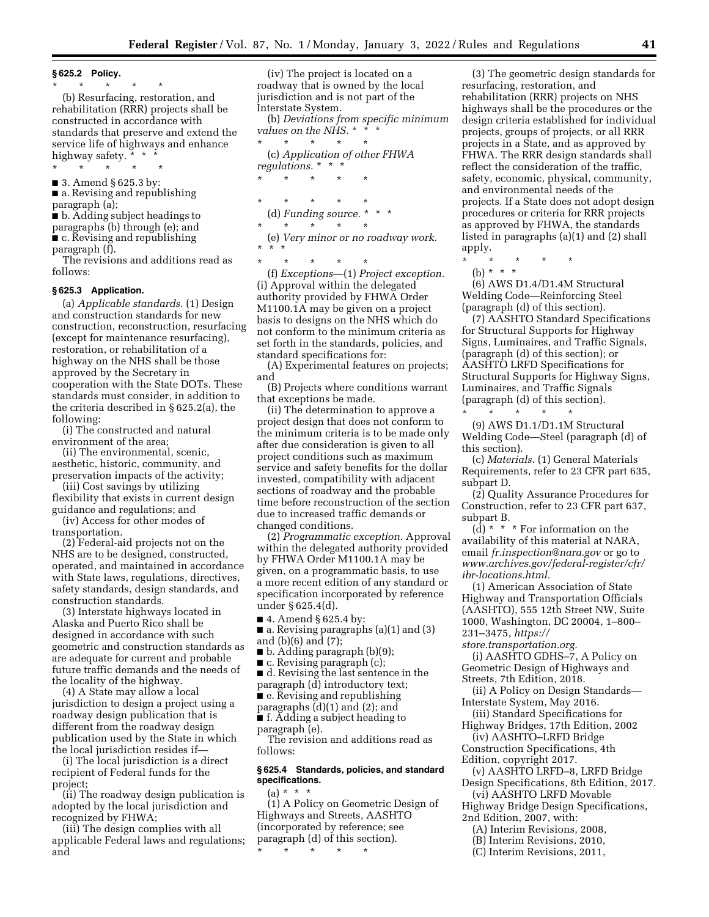## § 625.2 Policy.

\* \* \* \* \*

(b) Resurfacing, restoration, and rehabilitation (RRR) projects shall be constructed in accordance with standards that preserve and extend the service life of highways and enhance highway safety. \* \* \*

\* \* \* \* \*

■ 3. Amend § 625.3 by:

■ a. Revising and republishing paragraph (a);

■ b. Adding subject headings to paragraphs (b) through (e); and

■ c. Revising and republishing paragraph (f).

The revisions and additions read as follows:

## § 625.3 Application.

(a) *Applicable standards.* (1) Design and construction standards for new construction, reconstruction, resurfacing (except for maintenance resurfacing), restoration, or rehabilitation of a highway on the NHS shall be those approved by the Secretary in cooperation with the State DOTs. These standards must consider, in addition to the criteria described in § 625.2(a), the following:

(i) The constructed and natural environment of the area;

(ii) The environmental, scenic, aesthetic, historic, community, and preservation impacts of the activity;

(iii) Cost savings by utilizing flexibility that exists in current design guidance and regulations; and

(iv) Access for other modes of transportation.

(2) Federal-aid projects not on the NHS are to be designed, constructed, operated, and maintained in accordance with State laws, regulations, directives, safety standards, design standards, and construction standards.

(3) Interstate highways located in Alaska and Puerto Rico shall be designed in accordance with such geometric and construction standards as are adequate for current and probable future traffic demands and the needs of the locality of the highway.

(4) A State may allow a local jurisdiction to design a project using a roadway design publication that is different from the roadway design publication used by the State in which the local jurisdiction resides if—

(i) The local jurisdiction is a direct recipient of Federal funds for the project;

(ii) The roadway design publication is adopted by the local jurisdiction and recognized by FHWA;

(iii) The design complies with all applicable Federal laws and regulations; and

(iv) The project is located on a roadway that is owned by the local jurisdiction and is not part of the Interstate System.

(b) *Deviations from specific minimum values on the NHS.* \* \* \*

\* \* \* \* \*

(c) *Application of other FHWA regulations.* \* \* \*

\* \* \* \* \*

\* \* \* \* \*

(d) *Funding source.* \* \* \*

\* \* \* \* \*

(e) *Very minor or no roadway work.* \* \* \*

\* \* \* \* \*

(f) *Exceptions*—(1) *Project exception.* (i) Approval within the delegated authority provided by FHWA Order M1100.1A may be given on a project basis to designs on the NHS which do not conform to the minimum criteria as set forth in the standards, policies, and standard specifications for:

(A) Experimental features on projects; and

(B) Projects where conditions warrant that exceptions be made.

(ii) The determination to approve a project design that does not conform to the minimum criteria is to be made only after due consideration is given to all project conditions such as maximum service and safety benefits for the dollar invested, compatibility with adjacent sections of roadway and the probable time before reconstruction of the section due to increased traffic demands or changed conditions.

(2) *Programmatic exception.* Approval within the delegated authority provided by FHWA Order M1100.1A may be given, on a programmatic basis, to use a more recent edition of any standard or specification incorporated by reference under § 625.4(d).

■ 4. Amend § 625.4 by:

■ a. Revising paragraphs (a)(1) and (3) and (b)(6) and (7);

■ b. Adding paragraph (b)(9);

■ c. Revising paragraph (c);

■ d. Revising the last sentence in the paragraph (d) introductory text;

■ e. Revising and republishing paragraphs (d)(1) and (2); and

■ f. Adding a subject heading to paragraph (e).

The revision and additions read as follows:

## § 625.4 Standards, policies, and standard specifications.

(a) \* \* \*

(1) A Policy on Geometric Design of Highways and Streets, AASHTO (incorporated by reference; see paragraph (d) of this section).

\* \* \* \* \*

(3) The geometric design standards for resurfacing, restoration, and rehabilitation (RRR) projects on NHS highways shall be the procedures or the design criteria established for individual projects, groups of projects, or all RRR projects in a State, and as approved by FHWA. The RRR design standards shall reflect the consideration of the traffic, safety, economic, physical, community, and environmental needs of the projects. If a State does not adopt design procedures or criteria for RRR projects as approved by FHWA, the standards listed in paragraphs (a)(1) and (2) shall apply.

\* \* \* \* \*

(b) \* \* \*

(6) AWS D1.4/D1.4M Structural Welding Code—Reinforcing Steel (paragraph (d) of this section).

(7) AASHTO Standard Specifications for Structural Supports for Highway Signs, Luminaires, and Traffic Signals, (paragraph (d) of this section); or AASHTO LRFD Specifications for Structural Supports for Highway Signs, Luminaires, and Traffic Signals (paragraph (d) of this section).

\* \* \* \* \*

(9) AWS D1.1/D1.1M Structural Welding Code—Steel (paragraph (d) of this section).

(c) *Materials.* (1) General Materials Requirements, refer to 23 CFR part 635, subpart D.

(2) Quality Assurance Procedures for Construction, refer to 23 CFR part 637, subpart B.

(d) \* \* \* For information on the availability of this material at NARA, email *fr.inspection@nara.gov* or go to *www.archives.gov/federal-register/cfr/ibr-locations.html.*

(1) American Association of State Highway and Transportation Officials (AASHTO), 555 12th Street NW, Suite 1000, Washington, DC 20004, 1–800–231–3475, *https://store.transportation.org.*

(i) AASHTO GDHS–7, A Policy on Geometric Design of Highways and Streets, 7th Edition, 2018.

(ii) A Policy on Design Standards—Interstate System, May 2016.

(iii) Standard Specifications for Highway Bridges, 17th Edition, 2002

(iv) AASHTO–LRFD Bridge Construction Specifications, 4th Edition, copyright 2017.

(v) AASHTO LRFD–8, LRFD Bridge Design Specifications, 8th Edition, 2017.

(vi) AASHTO LRFD Movable Highway Bridge Design Specifications, 2nd Edition, 2007, with:

(A) Interim Revisions, 2008,

(B) Interim Revisions, 2010,

(C) Interim Revisions, 2011,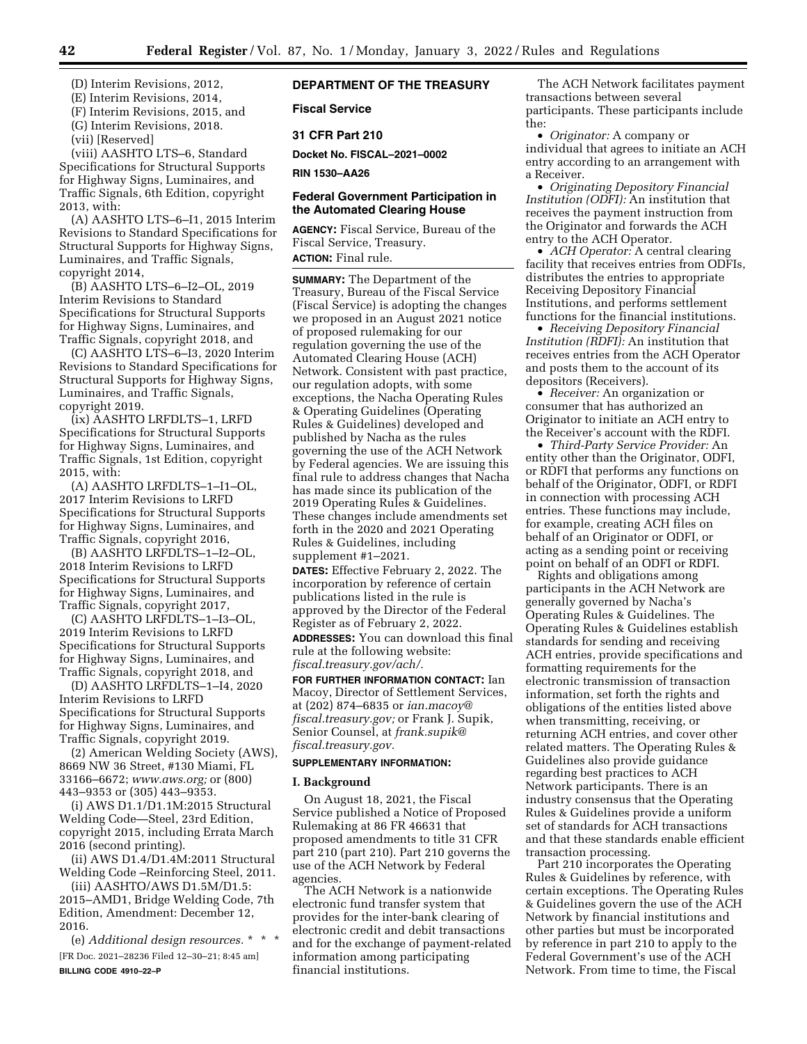(D) Interim Revisions, 2012,

(E) Interim Revisions, 2014,

(F) Interim Revisions, 2015, and

(G) Interim Revisions, 2018.

(vii) [Reserved]

(viii) AASHTO LTS–6, Standard Specifications for Structural Supports for Highway Signs, Luminaires, and Traffic Signals, 6th Edition, copyright 2013, with:

(A) AASHTO LTS–6–I1, 2015 Interim Revisions to Standard Specifications for Structural Supports for Highway Signs, Luminaires, and Traffic Signals, copyright 2014,

(B) AASHTO LTS–6–I2–OL, 2019 Interim Revisions to Standard Specifications for Structural Supports for Highway Signs, Luminaires, and Traffic Signals, copyright 2018, and

(C) AASHTO LTS–6–I3, 2020 Interim Revisions to Standard Specifications for Structural Supports for Highway Signs, Luminaires, and Traffic Signals, copyright 2019.

(ix) AASHTO LRFDLTS–1, LRFD Specifications for Structural Supports for Highway Signs, Luminaires, and Traffic Signals, 1st Edition, copyright 2015, with:

(A) AASHTO LRFDLTS–1–I1–OL, 2017 Interim Revisions to LRFD Specifications for Structural Supports for Highway Signs, Luminaires, and Traffic Signals, copyright 2016,

(B) AASHTO LRFDLTS–1–I2–OL, 2018 Interim Revisions to LRFD Specifications for Structural Supports for Highway Signs, Luminaires, and Traffic Signals, copyright 2017,

(C) AASHTO LRFDLTS–1–I3–OL, 2019 Interim Revisions to LRFD Specifications for Structural Supports for Highway Signs, Luminaires, and Traffic Signals, copyright 2018, and

(D) AASHTO LRFDLTS–1–I4, 2020 Interim Revisions to LRFD Specifications for Structural Supports for Highway Signs, Luminaires, and Traffic Signals, copyright 2019.

(2) American Welding Society (AWS), 8669 NW 36 Street, #130 Miami, FL 33166–6672; *www.aws.org;* or (800) 443–9353 or (305) 443–9353.

(i) AWS D1.1/D1.1M:2015 Structural Welding Code—Steel, 23rd Edition, copyright 2015, including Errata March 2016 (second printing).

(ii) AWS D1.4/D1.4M:2011 Structural Welding Code –Reinforcing Steel, 2011.

(iii) AASHTO/AWS D1.5M/D1.5: 2015–AMD1, Bridge Welding Code, 7th Edition, Amendment: December 12, 2016.

(e) *Additional design resources.* * * *

[FR Doc. 2021–28236 Filed 12–30–21; 8:45 am]

**BILLING CODE 4910–22–P**

**DEPARTMENT OF THE TREASURY**

**Fiscal Service**

**31 CFR Part 210**

**Docket No. FISCAL–2021–0002**

**RIN 1530–AA26**

## Federal Government Participation in the Automated Clearing House

**AGENCY:** Fiscal Service, Bureau of the Fiscal Service, Treasury.

**ACTION:** Final rule.

**SUMMARY:** The Department of the Treasury, Bureau of the Fiscal Service (Fiscal Service) is adopting the changes we proposed in an August 2021 notice of proposed rulemaking for our regulation governing the use of the Automated Clearing House (ACH) Network. Consistent with past practice, our regulation adopts, with some exceptions, the Nacha Operating Rules & Operating Guidelines (Operating Rules & Guidelines) developed and published by Nacha as the rules governing the use of the ACH Network by Federal agencies. We are issuing this final rule to address changes that Nacha has made since its publication of the 2019 Operating Rules & Guidelines. These changes include amendments set forth in the 2020 and 2021 Operating Rules & Guidelines, including supplement #1–2021.

**DATES:** Effective February 2, 2022. The incorporation by reference of certain publications listed in the rule is approved by the Director of the Federal Register as of February 2, 2022.

**ADDRESSES:** You can download this final rule at the following website: *fiscal.treasury.gov/ach/.*

**FOR FURTHER INFORMATION CONTACT:** Ian Macoy, Director of Settlement Services, at (202) 874–6835 or *ian.macoy@fiscal.treasury.gov;* or Frank J. Supik, Senior Counsel, at *frank.supik@fiscal.treasury.gov.*

**SUPPLEMENTARY INFORMATION:**

### I. Background

On August 18, 2021, the Fiscal Service published a Notice of Proposed Rulemaking at 86 FR 46631 that proposed amendments to title 31 CFR part 210 (part 210). Part 210 governs the use of the ACH Network by Federal agencies.

The ACH Network is a nationwide electronic fund transfer system that provides for the inter-bank clearing of electronic credit and debit transactions and for the exchange of payment-related information among participating financial institutions.

The ACH Network facilitates payment transactions between several participants. These participants include the:

- *Originator:* A company or individual that agrees to initiate an ACH entry according to an arrangement with a Receiver.
- *Originating Depository Financial Institution (ODFI):* An institution that receives the payment instruction from the Originator and forwards the ACH entry to the ACH Operator.
- *ACH Operator:* A central clearing facility that receives entries from ODFIs, distributes the entries to appropriate Receiving Depository Financial Institutions, and performs settlement functions for the financial institutions.
- *Receiving Depository Financial Institution (RDFI):* An institution that receives entries from the ACH Operator and posts them to the account of its depositors (Receivers).
- *Receiver:* An organization or consumer that has authorized an Originator to initiate an ACH entry to the Receiver's account with the RDFI.
- *Third-Party Service Provider:* An entity other than the Originator, ODFI, or RDFI that performs any functions on behalf of the Originator, ODFI, or RDFI in connection with processing ACH entries. These functions may include, for example, creating ACH files on behalf of an Originator or ODFI, or acting as a sending point or receiving point on behalf of an ODFI or RDFI.

Rights and obligations among participants in the ACH Network are generally governed by Nacha's Operating Rules & Guidelines. The Operating Rules & Guidelines establish standards for sending and receiving ACH entries, provide specifications and formatting requirements for the electronic transmission of transaction information, set forth the rights and obligations of the entities listed above when transmitting, receiving, or returning ACH entries, and cover other related matters. The Operating Rules & Guidelines also provide guidance regarding best practices to ACH Network participants. There is an industry consensus that the Operating Rules & Guidelines provide a uniform set of standards for ACH transactions and that these standards enable efficient transaction processing.

Part 210 incorporates the Operating Rules & Guidelines by reference, with certain exceptions. The Operating Rules & Guidelines govern the use of the ACH Network by financial institutions and other parties but must be incorporated by reference in part 210 to apply to the Federal Government's use of the ACH Network. From time to time, the Fiscal